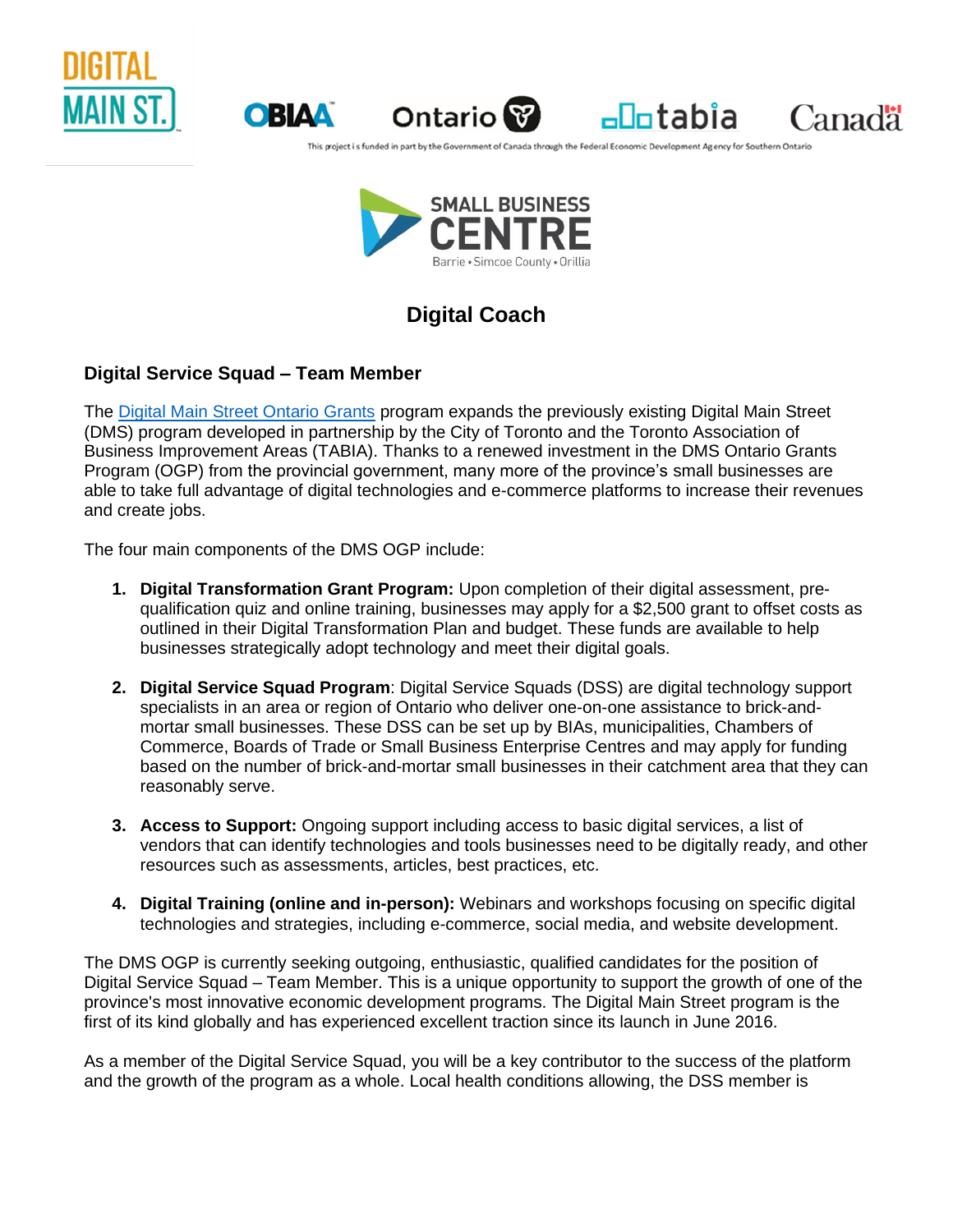This project is funded in part by the Government of Canada through the Federal Economic Development Agency for Southern Ontario

# Digital Coach

## Digital Service Squad – Team Member

The [Digital Main Street Ontario Grants](#) program expands the previously existing Digital Main Street (DMS) program developed in partnership by the City of Toronto and the Toronto Association of Business Improvement Areas (TABIA). Thanks to a renewed investment in the DMS Ontario Grants Program (OGP) from the provincial government, many more of the province's small businesses are able to take full advantage of digital technologies and e-commerce platforms to increase their revenues and create jobs.

The four main components of the DMS OGP include:

1. **Digital Transformation Grant Program:** Upon completion of their digital assessment, pre-qualification quiz and online training, businesses may apply for a $2,500 grant to offset costs as outlined in their Digital Transformation Plan and budget. These funds are available to help businesses strategically adopt technology and meet their digital goals.

2. **Digital Service Squad Program**: Digital Service Squads (DSS) are digital technology support specialists in an area or region of Ontario who deliver one-on-one assistance to brick-and-mortar small businesses. These DSS can be set up by BIAs, municipalities, Chambers of Commerce, Boards of Trade or Small Business Enterprise Centres and may apply for funding based on the number of brick-and-mortar small businesses in their catchment area that they can reasonably serve.

3. **Access to Support:** Ongoing support including access to basic digital services, a list of vendors that can identify technologies and tools businesses need to be digitally ready, and other resources such as assessments, articles, best practices, etc.

4. **Digital Training (online and in-person):** Webinars and workshops focusing on specific digital technologies and strategies, including e-commerce, social media, and website development.

The DMS OGP is currently seeking outgoing, enthusiastic, qualified candidates for the position of Digital Service Squad – Team Member. This is a unique opportunity to support the growth of one of the province's most innovative economic development programs. The Digital Main Street program is the first of its kind globally and has experienced excellent traction since its launch in June 2016.

As a member of the Digital Service Squad, you will be a key contributor to the success of the platform and the growth of the program as a whole. Local health conditions allowing, the DSS member is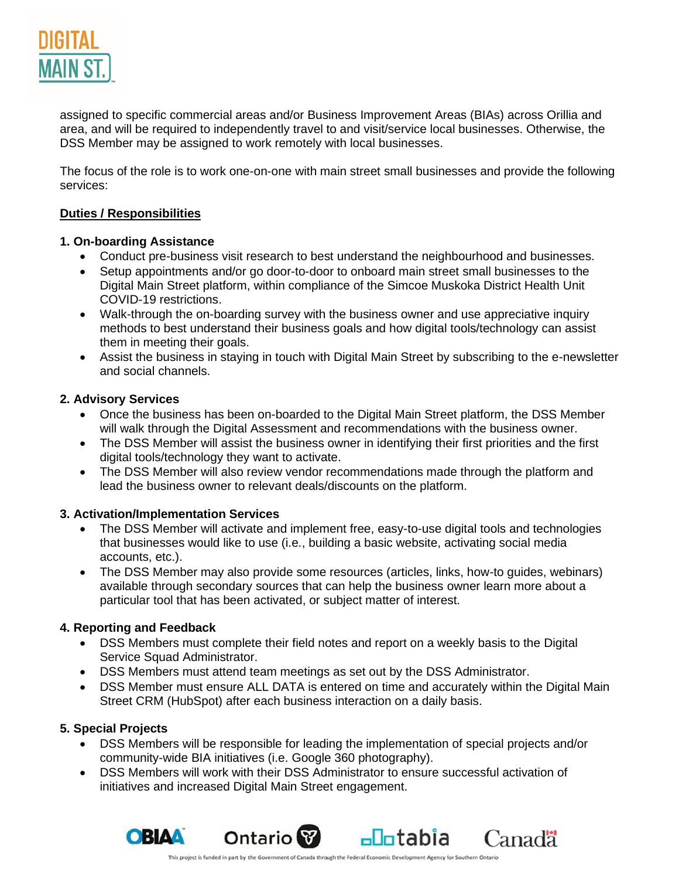assigned to specific commercial areas and/or Business Improvement Areas (BIAs) across Orillia and area, and will be required to independently travel to and visit/service local businesses. Otherwise, the DSS Member may be assigned to work remotely with local businesses.

The focus of the role is to work one-on-one with main street small businesses and provide the following services:

**Duties / Responsibilities**

**1. On-boarding Assistance**

- Conduct pre-business visit research to best understand the neighbourhood and businesses.
- Setup appointments and/or go door-to-door to onboard main street small businesses to the Digital Main Street platform, within compliance of the Simcoe Muskoka District Health Unit COVID-19 restrictions.
- Walk-through the on-boarding survey with the business owner and use appreciative inquiry methods to best understand their business goals and how digital tools/technology can assist them in meeting their goals.
- Assist the business in staying in touch with Digital Main Street by subscribing to the e-newsletter and social channels.

**2. Advisory Services**

- Once the business has been on-boarded to the Digital Main Street platform, the DSS Member will walk through the Digital Assessment and recommendations with the business owner.
- The DSS Member will assist the business owner in identifying their first priorities and the first digital tools/technology they want to activate.
- The DSS Member will also review vendor recommendations made through the platform and lead the business owner to relevant deals/discounts on the platform.

**3. Activation/Implementation Services**

- The DSS Member will activate and implement free, easy-to-use digital tools and technologies that businesses would like to use (i.e., building a basic website, activating social media accounts, etc.).
- The DSS Member may also provide some resources (articles, links, how-to guides, webinars) available through secondary sources that can help the business owner learn more about a particular tool that has been activated, or subject matter of interest.

**4. Reporting and Feedback**

- DSS Members must complete their field notes and report on a weekly basis to the Digital Service Squad Administrator.
- DSS Members must attend team meetings as set out by the DSS Administrator.
- DSS Member must ensure ALL DATA is entered on time and accurately within the Digital Main Street CRM (HubSpot) after each business interaction on a daily basis.

**5. Special Projects**

- DSS Members will be responsible for leading the implementation of special projects and/or community-wide BIA initiatives (i.e. Google 360 photography).
- DSS Members will work with their DSS Administrator to ensure successful activation of initiatives and increased Digital Main Street engagement.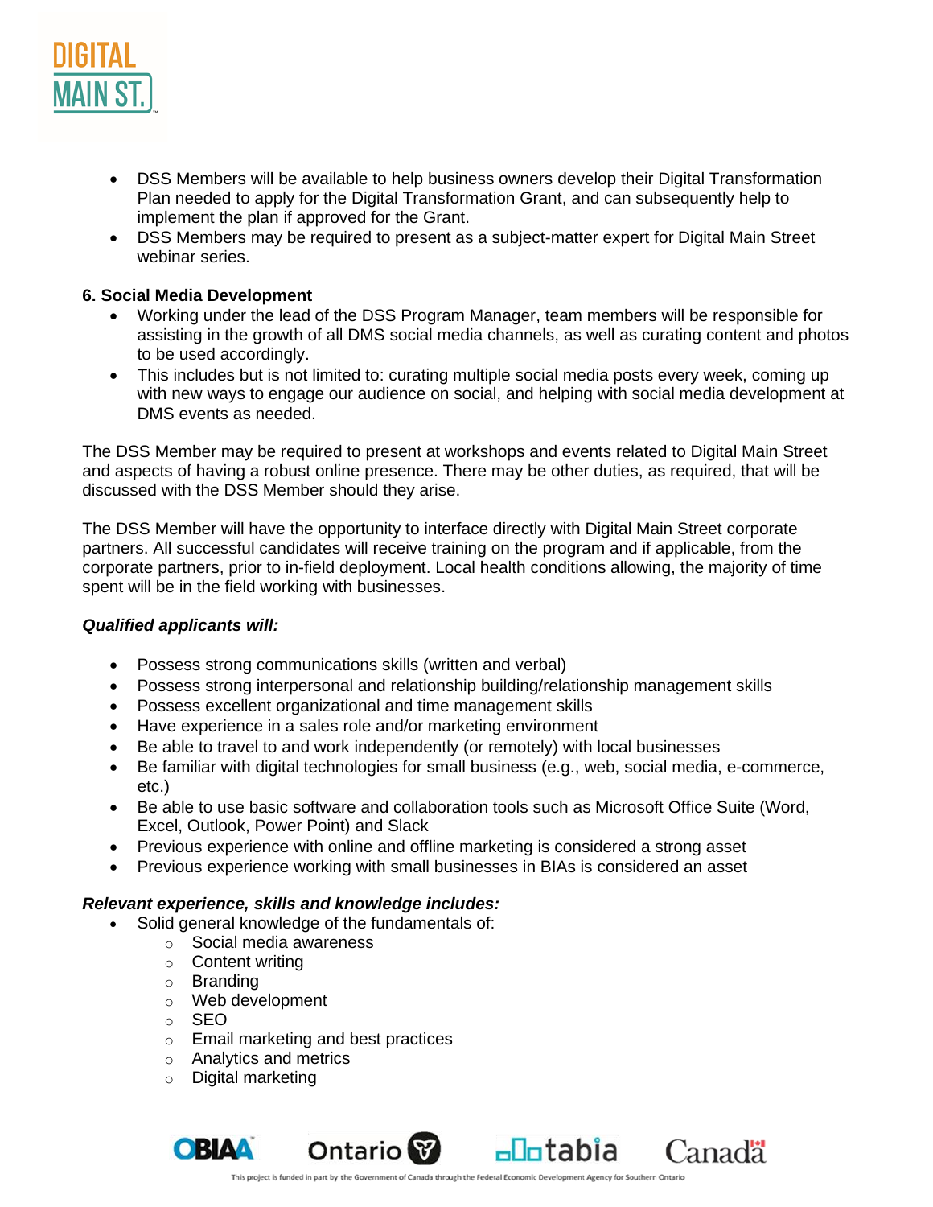- DSS Members will be available to help business owners develop their Digital Transformation Plan needed to apply for the Digital Transformation Grant, and can subsequently help to implement the plan if approved for the Grant.
- DSS Members may be required to present as a subject-matter expert for Digital Main Street webinar series.

**6. Social Media Development**

- Working under the lead of the DSS Program Manager, team members will be responsible for assisting in the growth of all DMS social media channels, as well as curating content and photos to be used accordingly.
- This includes but is not limited to: curating multiple social media posts every week, coming up with new ways to engage our audience on social, and helping with social media development at DMS events as needed.

The DSS Member may be required to present at workshops and events related to Digital Main Street and aspects of having a robust online presence. There may be other duties, as required, that will be discussed with the DSS Member should they arise.

The DSS Member will have the opportunity to interface directly with Digital Main Street corporate partners. All successful candidates will receive training on the program and if applicable, from the corporate partners, prior to in-field deployment. Local health conditions allowing, the majority of time spent will be in the field working with businesses.

***Qualified applicants will:***

- Possess strong communications skills (written and verbal)
- Possess strong interpersonal and relationship building/relationship management skills
- Possess excellent organizational and time management skills
- Have experience in a sales role and/or marketing environment
- Be able to travel to and work independently (or remotely) with local businesses
- Be familiar with digital technologies for small business (e.g., web, social media, e-commerce, etc.)
- Be able to use basic software and collaboration tools such as Microsoft Office Suite (Word, Excel, Outlook, Power Point) and Slack
- Previous experience with online and offline marketing is considered a strong asset
- Previous experience working with small businesses in BIAs is considered an asset

***Relevant experience, skills and knowledge includes:***

- Solid general knowledge of the fundamentals of:
  - Social media awareness
  - Content writing
  - Branding
  - Web development
  - SEO
  - Email marketing and best practices
  - Analytics and metrics
  - Digital marketing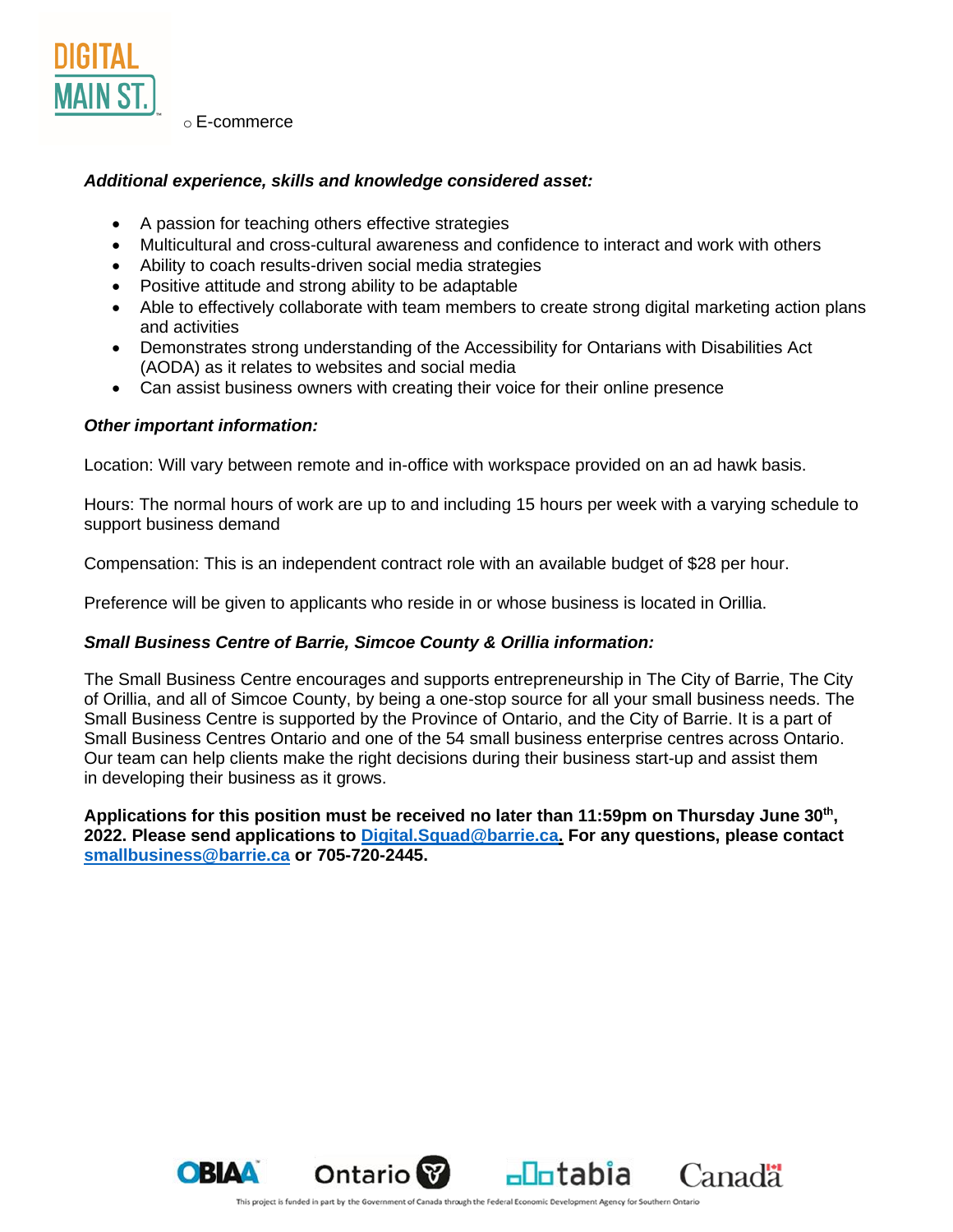- E-commerce

***Additional experience, skills and knowledge considered asset:***

- A passion for teaching others effective strategies
- Multicultural and cross-cultural awareness and confidence to interact and work with others
- Ability to coach results-driven social media strategies
- Positive attitude and strong ability to be adaptable
- Able to effectively collaborate with team members to create strong digital marketing action plans and activities
- Demonstrates strong understanding of the Accessibility for Ontarians with Disabilities Act (AODA) as it relates to websites and social media
- Can assist business owners with creating their voice for their online presence

***Other important information:***

Location: Will vary between remote and in-office with workspace provided on an ad hawk basis.

Hours: The normal hours of work are up to and including 15 hours per week with a varying schedule to support business demand

Compensation: This is an independent contract role with an available budget of $28 per hour.

Preference will be given to applicants who reside in or whose business is located in Orillia.

***Small Business Centre of Barrie, Simcoe County & Orillia information:***

The Small Business Centre encourages and supports entrepreneurship in The City of Barrie, The City of Orillia, and all of Simcoe County, by being a one-stop source for all your small business needs. The Small Business Centre is supported by the Province of Ontario, and the City of Barrie. It is a part of Small Business Centres Ontario and one of the 54 small business enterprise centres across Ontario. Our team can help clients make the right decisions during their business start-up and assist them in developing their business as it grows.

**Applications for this position must be received no later than 11:59pm on Thursday June 30th, 2022. Please send applications to Digital.Squad@barrie.ca. For any questions, please contact smallbusiness@barrie.ca or 705-720-2445.**

This project is funded in part by the Government of Canada through the Federal Economic Development Agency for Southern Ontario